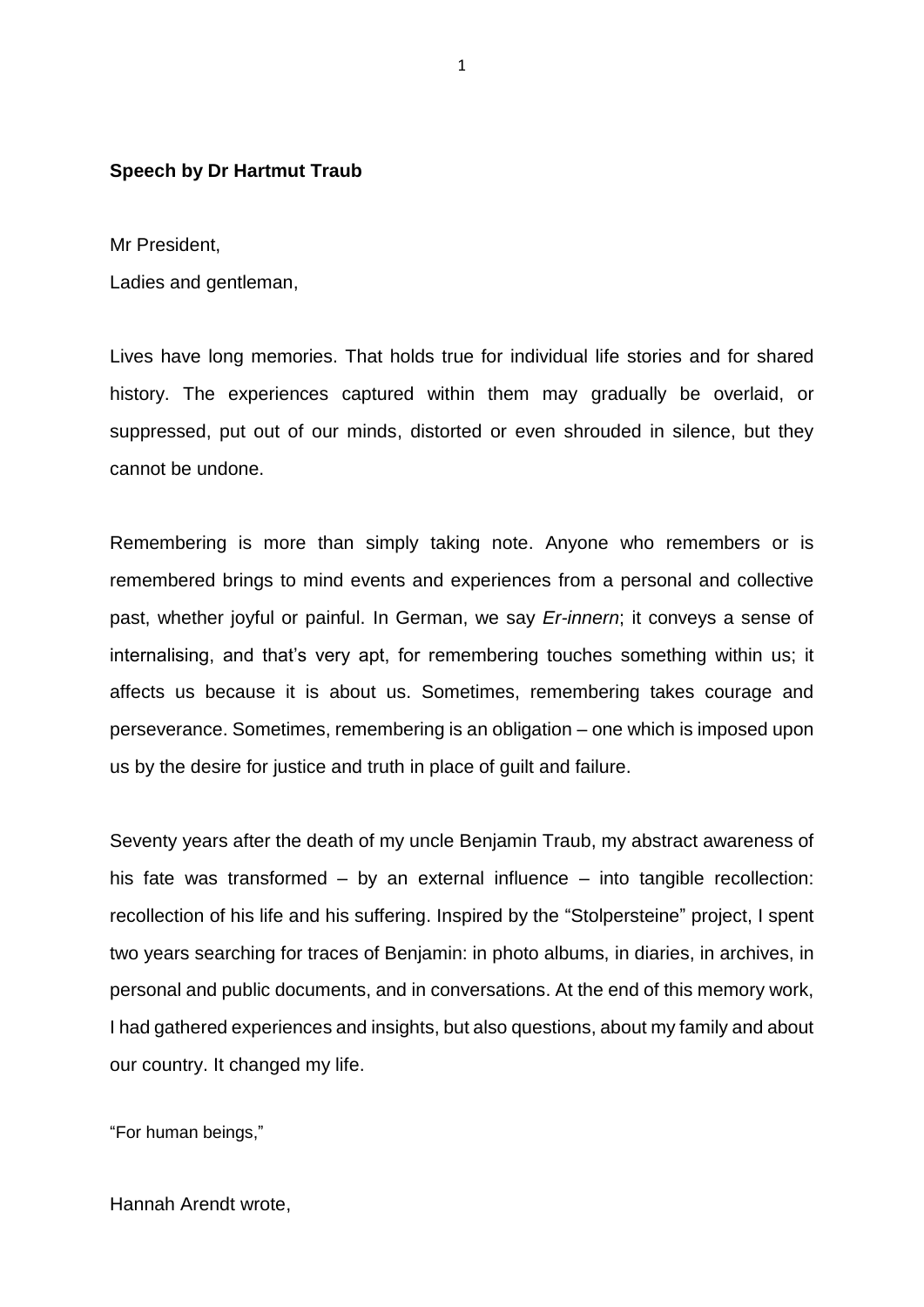**Speech by Dr Hartmut Traub**

Mr President,

Ladies and gentleman,

Lives have long memories. That holds true for individual life stories and for shared history. The experiences captured within them may gradually be overlaid, or suppressed, put out of our minds, distorted or even shrouded in silence, but they cannot be undone.

Remembering is more than simply taking note. Anyone who remembers or is remembered brings to mind events and experiences from a personal and collective past, whether joyful or painful. In German, we say *Er-innern*; it conveys a sense of internalising, and that's very apt, for remembering touches something within us; it affects us because it is about us. Sometimes, remembering takes courage and perseverance. Sometimes, remembering is an obligation – one which is imposed upon us by the desire for justice and truth in place of guilt and failure.

Seventy years after the death of my uncle Benjamin Traub, my abstract awareness of his fate was transformed – by an external influence – into tangible recollection: recollection of his life and his suffering. Inspired by the "Stolpersteine" project, I spent two years searching for traces of Benjamin: in photo albums, in diaries, in archives, in personal and public documents, and in conversations. At the end of this memory work, I had gathered experiences and insights, but also questions, about my family and about our country. It changed my life.

"For human beings,"

Hannah Arendt wrote,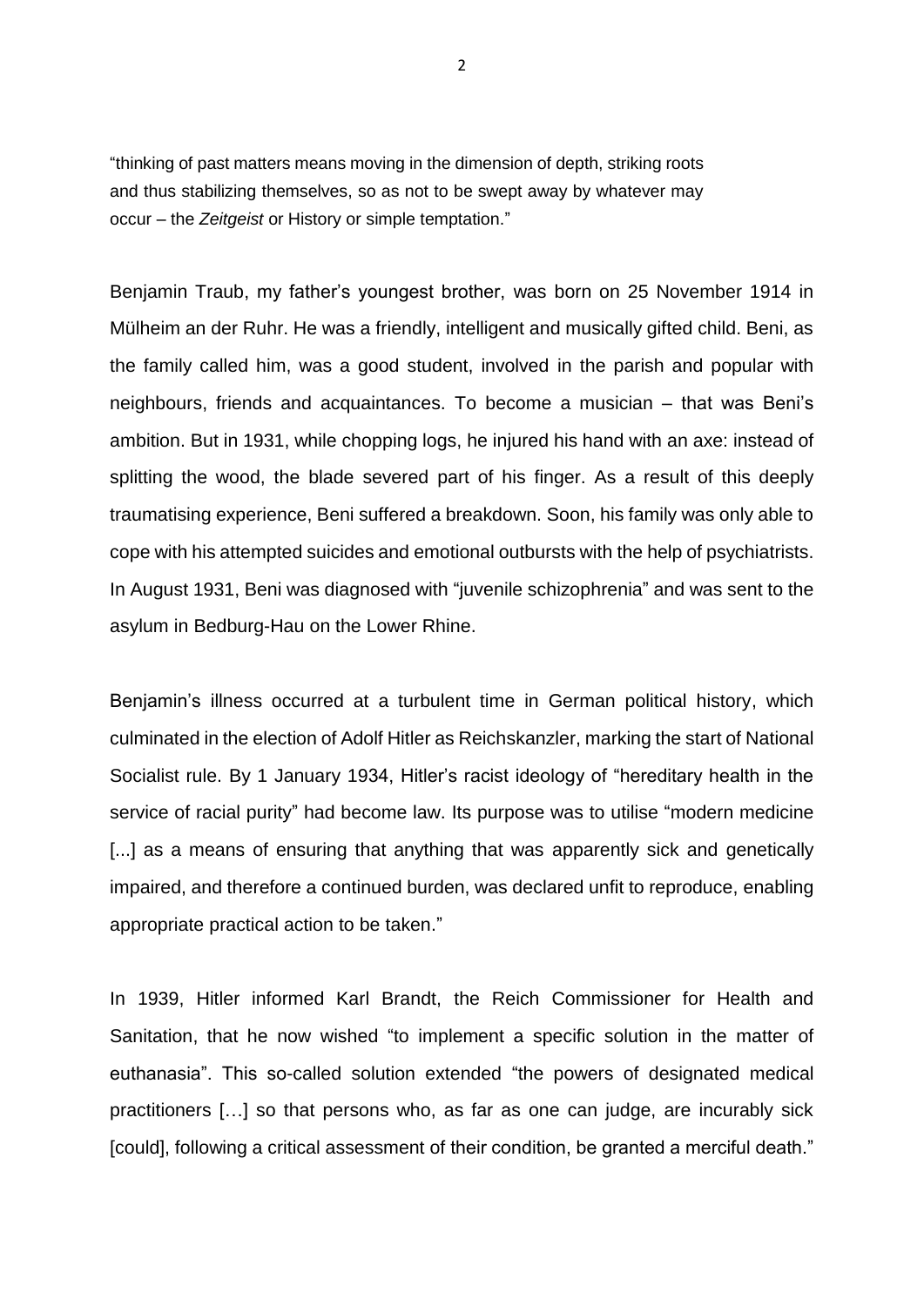"thinking of past matters means moving in the dimension of depth, striking roots and thus stabilizing themselves, so as not to be swept away by whatever may occur – the *Zeitgeist* or History or simple temptation."

Benjamin Traub, my father's youngest brother, was born on 25 November 1914 in Mülheim an der Ruhr. He was a friendly, intelligent and musically gifted child. Beni, as the family called him, was a good student, involved in the parish and popular with neighbours, friends and acquaintances. To become a musician – that was Beni's ambition. But in 1931, while chopping logs, he injured his hand with an axe: instead of splitting the wood, the blade severed part of his finger. As a result of this deeply traumatising experience, Beni suffered a breakdown. Soon, his family was only able to cope with his attempted suicides and emotional outbursts with the help of psychiatrists. In August 1931, Beni was diagnosed with "juvenile schizophrenia" and was sent to the asylum in Bedburg-Hau on the Lower Rhine.

Benjamin's illness occurred at a turbulent time in German political history, which culminated in the election of Adolf Hitler as Reichskanzler, marking the start of National Socialist rule. By 1 January 1934, Hitler's racist ideology of "hereditary health in the service of racial purity" had become law. Its purpose was to utilise "modern medicine [...] as a means of ensuring that anything that was apparently sick and genetically impaired, and therefore a continued burden, was declared unfit to reproduce, enabling appropriate practical action to be taken."

In 1939, Hitler informed Karl Brandt, the Reich Commissioner for Health and Sanitation, that he now wished "to implement a specific solution in the matter of euthanasia". This so-called solution extended "the powers of designated medical practitioners […] so that persons who, as far as one can judge, are incurably sick [could], following a critical assessment of their condition, be granted a merciful death."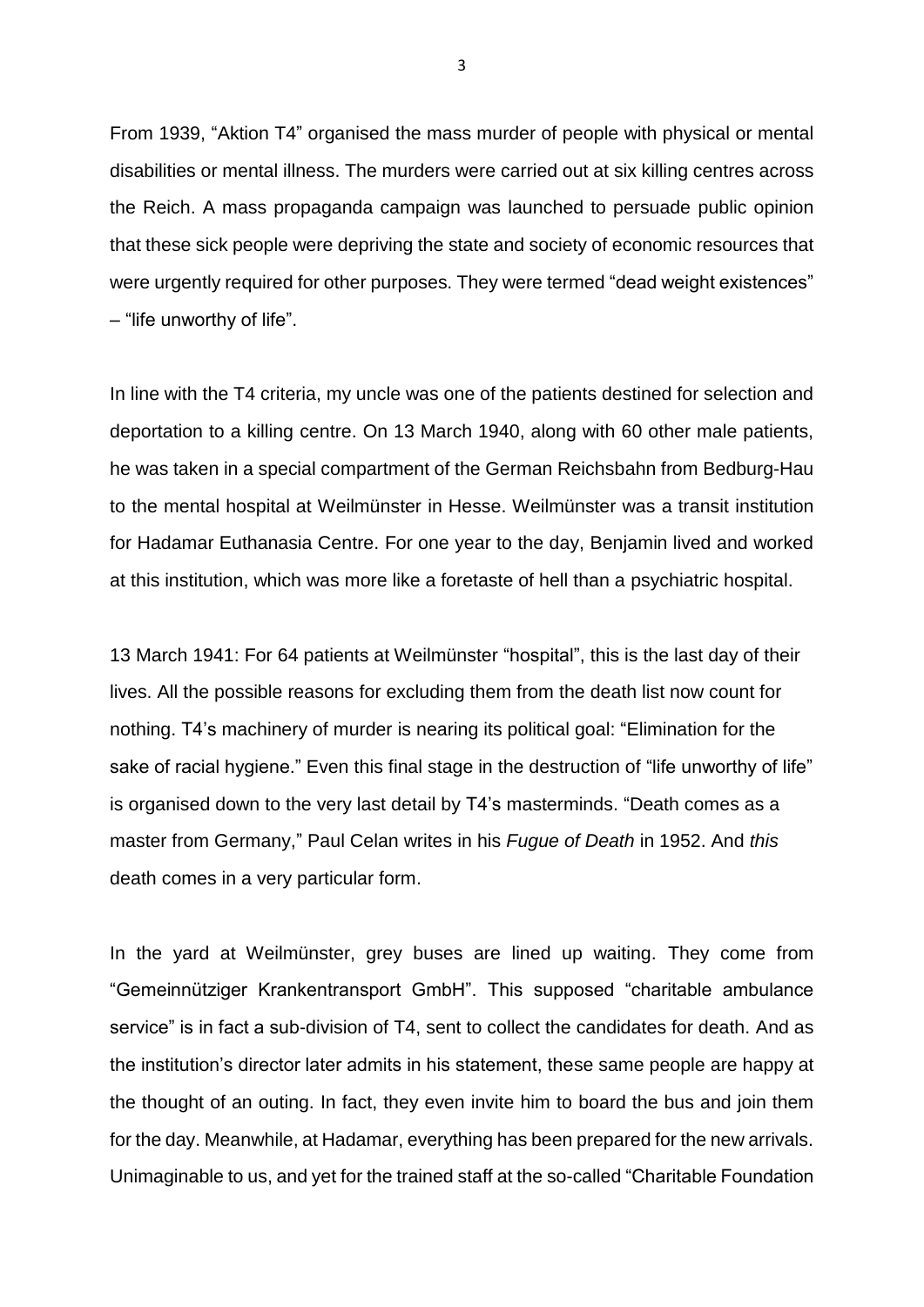From 1939, "Aktion T4" organised the mass murder of people with physical or mental disabilities or mental illness. The murders were carried out at six killing centres across the Reich. A mass propaganda campaign was launched to persuade public opinion that these sick people were depriving the state and society of economic resources that were urgently required for other purposes. They were termed "dead weight existences" – "life unworthy of life".

In line with the T4 criteria, my uncle was one of the patients destined for selection and deportation to a killing centre. On 13 March 1940, along with 60 other male patients, he was taken in a special compartment of the German Reichsbahn from Bedburg-Hau to the mental hospital at Weilmünster in Hesse. Weilmünster was a transit institution for Hadamar Euthanasia Centre. For one year to the day, Benjamin lived and worked at this institution, which was more like a foretaste of hell than a psychiatric hospital.

13 March 1941: For 64 patients at Weilmünster "hospital", this is the last day of their lives. All the possible reasons for excluding them from the death list now count for nothing. T4's machinery of murder is nearing its political goal: "Elimination for the sake of racial hygiene." Even this final stage in the destruction of "life unworthy of life" is organised down to the very last detail by T4's masterminds. "Death comes as a master from Germany," Paul Celan writes in his *Fugue of Death* in 1952. And *this* death comes in a very particular form.

In the yard at Weilmünster, grey buses are lined up waiting. They come from "Gemeinnütziger Krankentransport GmbH". This supposed "charitable ambulance service" is in fact a sub-division of T4, sent to collect the candidates for death. And as the institution's director later admits in his statement, these same people are happy at the thought of an outing. In fact, they even invite him to board the bus and join them for the day. Meanwhile, at Hadamar, everything has been prepared for the new arrivals. Unimaginable to us, and yet for the trained staff at the so-called "Charitable Foundation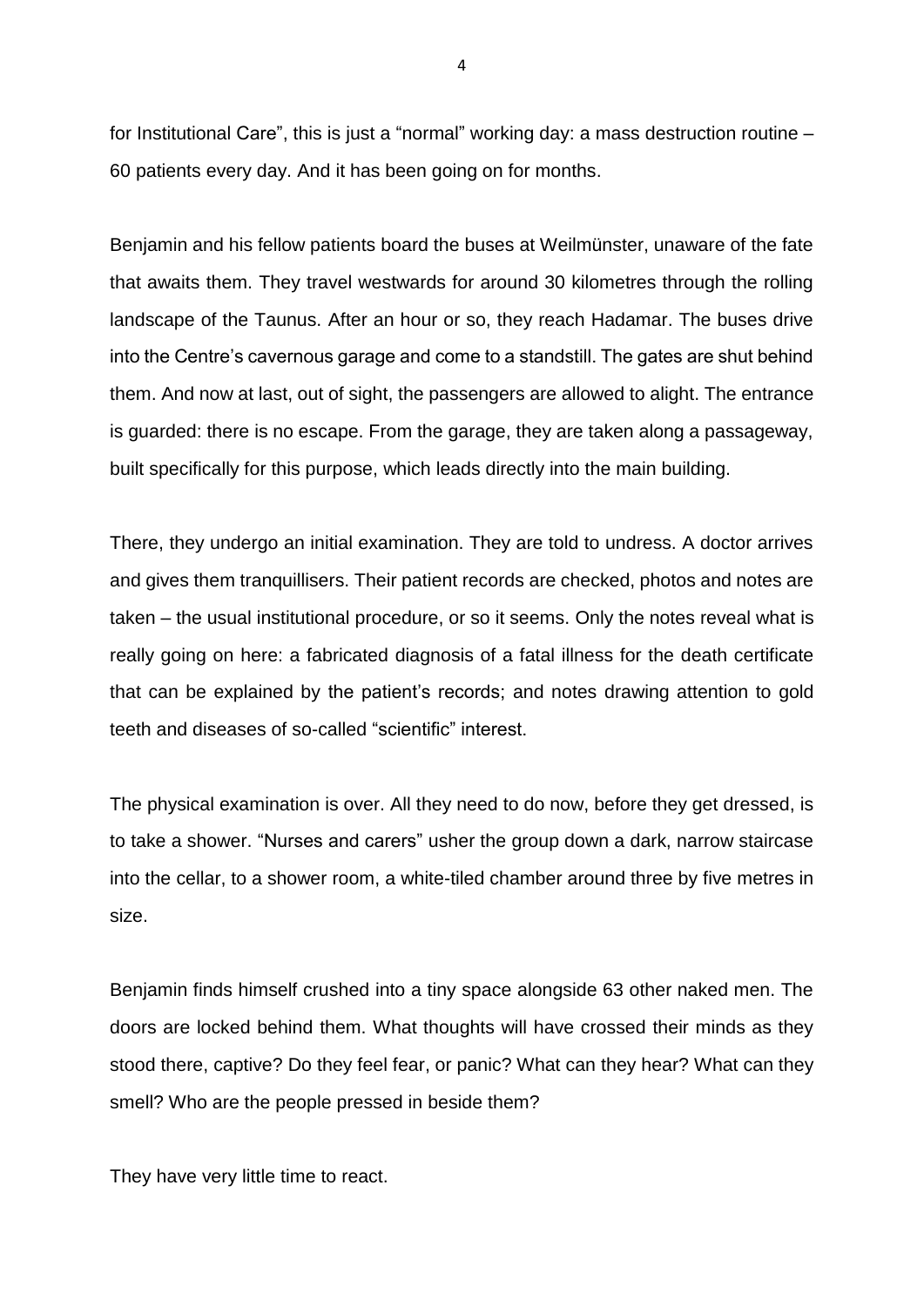for Institutional Care", this is just a "normal" working day: a mass destruction routine – 60 patients every day. And it has been going on for months.

Benjamin and his fellow patients board the buses at Weilmünster, unaware of the fate that awaits them. They travel westwards for around 30 kilometres through the rolling landscape of the Taunus. After an hour or so, they reach Hadamar. The buses drive into the Centre's cavernous garage and come to a standstill. The gates are shut behind them. And now at last, out of sight, the passengers are allowed to alight. The entrance is guarded: there is no escape. From the garage, they are taken along a passageway, built specifically for this purpose, which leads directly into the main building.

There, they undergo an initial examination. They are told to undress. A doctor arrives and gives them tranquillisers. Their patient records are checked, photos and notes are taken – the usual institutional procedure, or so it seems. Only the notes reveal what is really going on here: a fabricated diagnosis of a fatal illness for the death certificate that can be explained by the patient's records; and notes drawing attention to gold teeth and diseases of so-called "scientific" interest.

The physical examination is over. All they need to do now, before they get dressed, is to take a shower. "Nurses and carers" usher the group down a dark, narrow staircase into the cellar, to a shower room, a white-tiled chamber around three by five metres in size.

Benjamin finds himself crushed into a tiny space alongside 63 other naked men. The doors are locked behind them. What thoughts will have crossed their minds as they stood there, captive? Do they feel fear, or panic? What can they hear? What can they smell? Who are the people pressed in beside them?

They have very little time to react.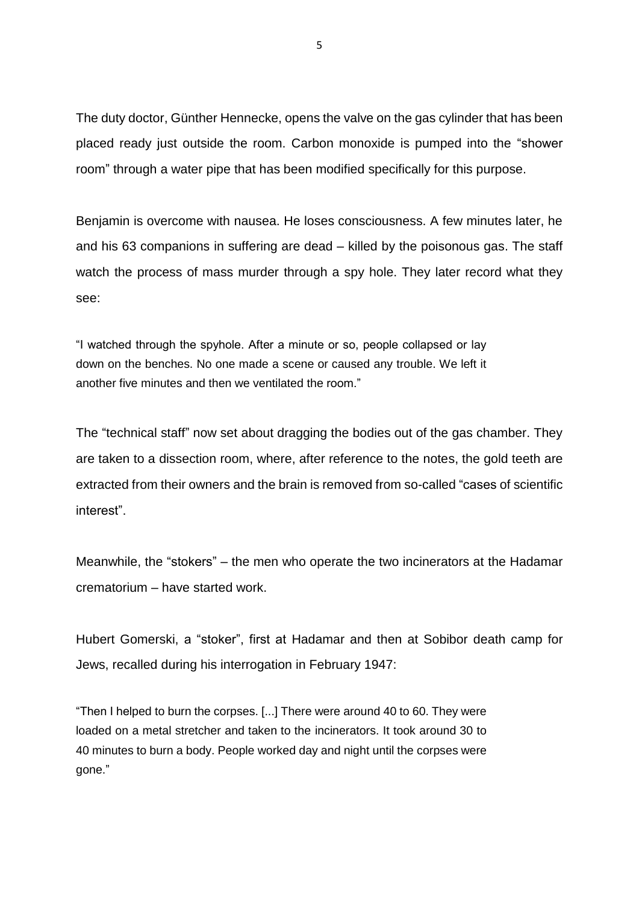The duty doctor, Günther Hennecke, opens the valve on the gas cylinder that has been placed ready just outside the room. Carbon monoxide is pumped into the "shower room" through a water pipe that has been modified specifically for this purpose.

Benjamin is overcome with nausea. He loses consciousness. A few minutes later, he and his 63 companions in suffering are dead – killed by the poisonous gas. The staff watch the process of mass murder through a spy hole. They later record what they see:

> "I watched through the spyhole. After a minute or so, people collapsed or lay down on the benches. No one made a scene or caused any trouble. We left it another five minutes and then we ventilated the room."

The "technical staff" now set about dragging the bodies out of the gas chamber. They are taken to a dissection room, where, after reference to the notes, the gold teeth are extracted from their owners and the brain is removed from so-called "cases of scientific interest".

Meanwhile, the "stokers" – the men who operate the two incinerators at the Hadamar crematorium – have started work.

Hubert Gomerski, a "stoker", first at Hadamar and then at Sobibor death camp for Jews, recalled during his interrogation in February 1947:

> "Then I helped to burn the corpses. [...] There were around 40 to 60. They were loaded on a metal stretcher and taken to the incinerators. It took around 30 to 40 minutes to burn a body. People worked day and night until the corpses were gone."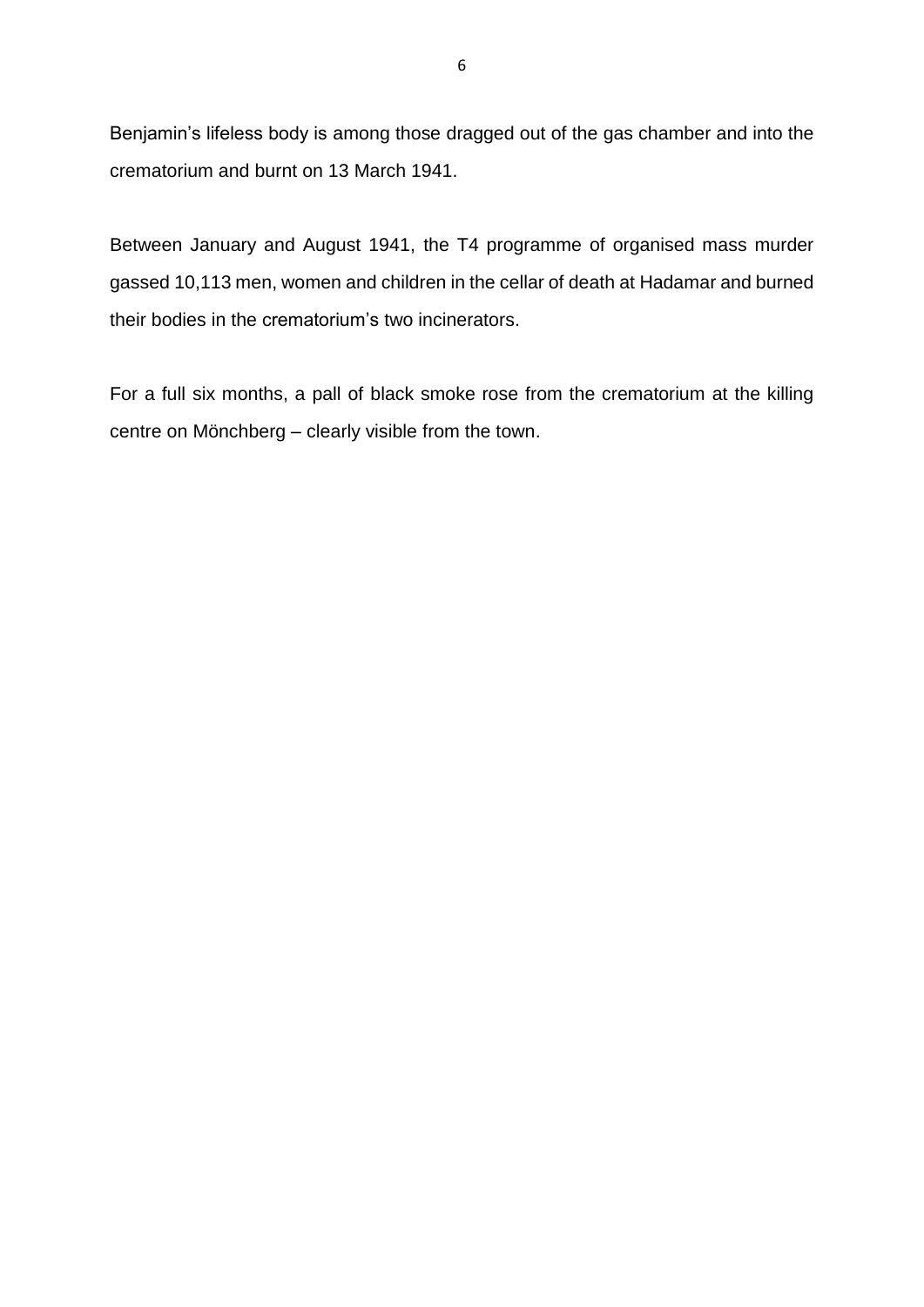Benjamin's lifeless body is among those dragged out of the gas chamber and into the crematorium and burnt on 13 March 1941.

Between January and August 1941, the T4 programme of organised mass murder gassed 10,113 men, women and children in the cellar of death at Hadamar and burned their bodies in the crematorium's two incinerators.

For a full six months, a pall of black smoke rose from the crematorium at the killing centre on Mönchberg – clearly visible from the town.